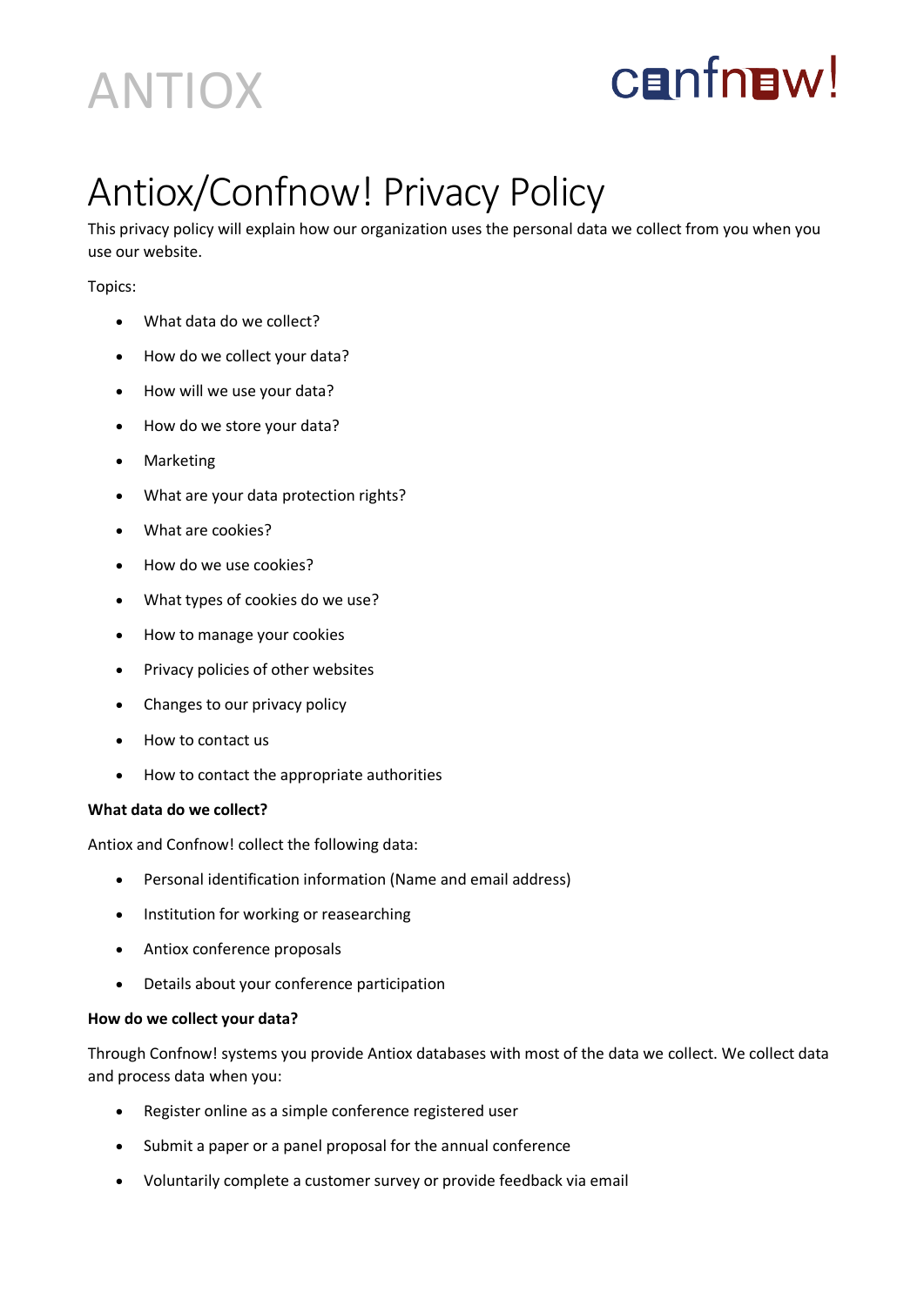ANTIOX

confnow!

# Antiox/Confnow! Privacy Policy

This privacy policy will explain how our organization uses the personal data we collect from you when you use our website.

Topics:

- What data do we collect?
- How do we collect your data?
- How will we use your data?
- How do we store your data?
- Marketing
- What are your data protection rights?
- What are cookies?
- How do we use cookies?
- What types of cookies do we use?
- How to manage your cookies
- Privacy policies of other websites
- Changes to our privacy policy
- How to contact us
- How to contact the appropriate authorities

**What data do we collect?**

Antiox and Confnow! collect the following data:

- Personal identification information (Name and email address)
- Institution for working or reasearching
- Antiox conference proposals
- Details about your conference participation

**How do we collect your data?**

Through Confnow! systems you provide Antiox databases with most of the data we collect. We collect data and process data when you:

- Register online as a simple conference registered user
- Submit a paper or a panel proposal for the annual conference
- Voluntarily complete a customer survey or provide feedback via email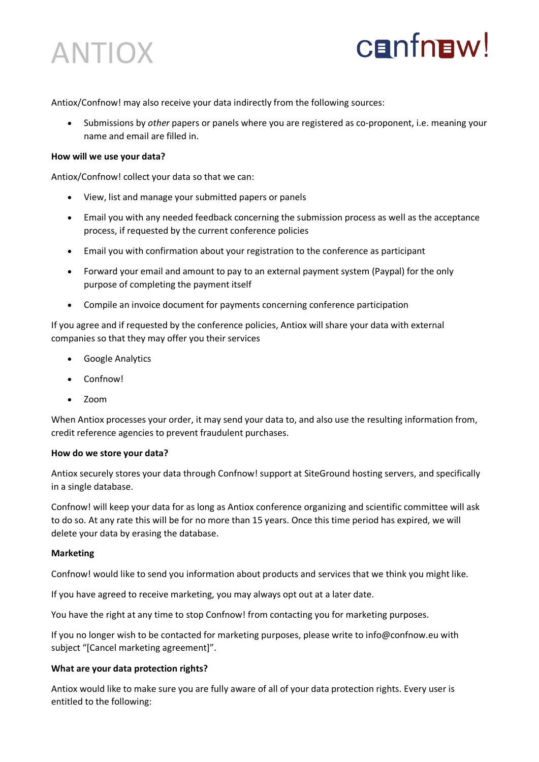Antiox/Confnow! may also receive your data indirectly from the following sources:

- Submissions by *other* papers or panels where you are registered as co-proponent, i.e. meaning your name and email are filled in.

**How will we use your data?**

Antiox/Confnow! collect your data so that we can:

- View, list and manage your submitted papers or panels
- Email you with any needed feedback concerning the submission process as well as the acceptance process, if requested by the current conference policies
- Email you with confirmation about your registration to the conference as participant
- Forward your email and amount to pay to an external payment system (Paypal) for the only purpose of completing the payment itself
- Compile an invoice document for payments concerning conference participation

If you agree and if requested by the conference policies, Antiox will share your data with external companies so that they may offer you their services

- Google Analytics
- Confnow!
- Zoom

When Antiox processes your order, it may send your data to, and also use the resulting information from, credit reference agencies to prevent fraudulent purchases.

**How do we store your data?**

Antiox securely stores your data through Confnow! support at SiteGround hosting servers, and specifically in a single database.

Confnow! will keep your data for as long as Antiox conference organizing and scientific committee will ask to do so. At any rate this will be for no more than 15 years. Once this time period has expired, we will delete your data by erasing the database.

**Marketing**

Confnow! would like to send you information about products and services that we think you might like.

If you have agreed to receive marketing, you may always opt out at a later date.

You have the right at any time to stop Confnow! from contacting you for marketing purposes.

If you no longer wish to be contacted for marketing purposes, please write to info@confnow.eu with subject "[Cancel marketing agreement]".

**What are your data protection rights?**

Antiox would like to make sure you are fully aware of all of your data protection rights. Every user is entitled to the following: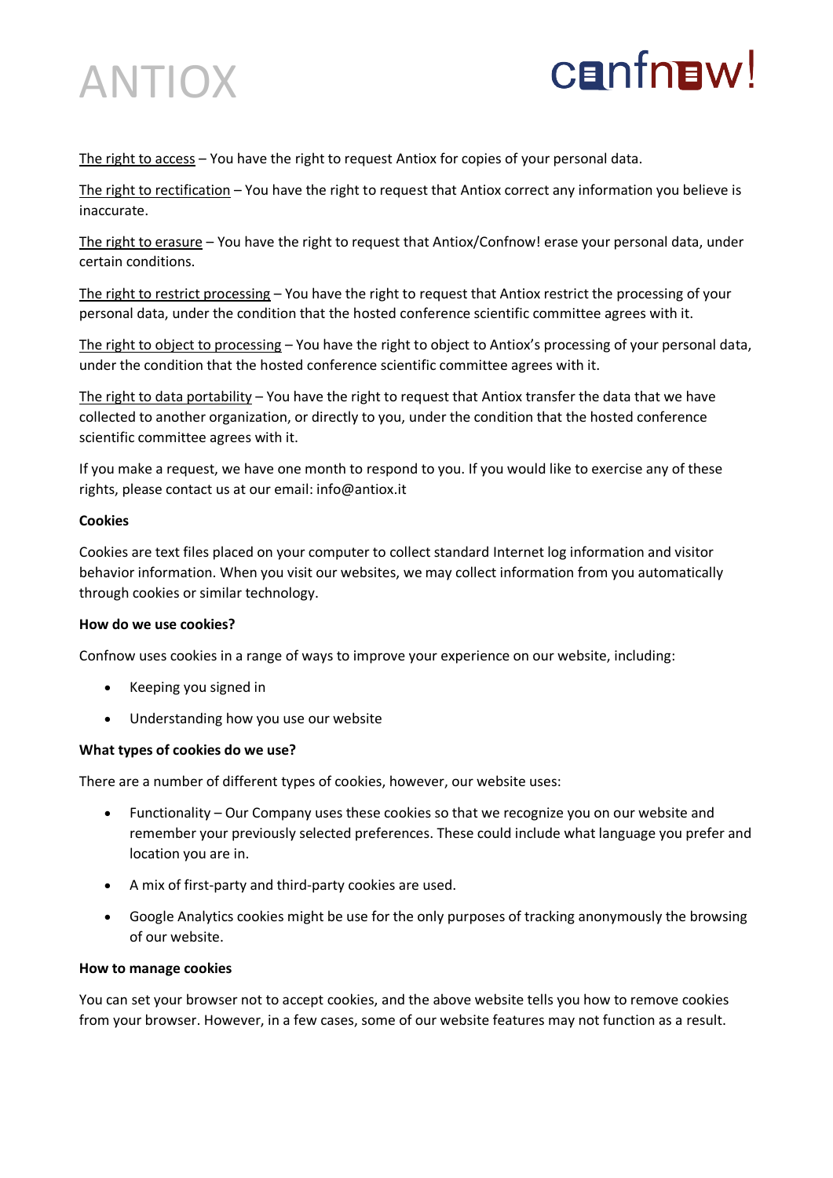The right to access – You have the right to request Antiox for copies of your personal data.

The right to rectification – You have the right to request that Antiox correct any information you believe is inaccurate.

The right to erasure – You have the right to request that Antiox/Confnow! erase your personal data, under certain conditions.

The right to restrict processing – You have the right to request that Antiox restrict the processing of your personal data, under the condition that the hosted conference scientific committee agrees with it.

The right to object to processing – You have the right to object to Antiox's processing of your personal data, under the condition that the hosted conference scientific committee agrees with it.

The right to data portability – You have the right to request that Antiox transfer the data that we have collected to another organization, or directly to you, under the condition that the hosted conference scientific committee agrees with it.

If you make a request, we have one month to respond to you. If you would like to exercise any of these rights, please contact us at our email: info@antiox.it

**Cookies**

Cookies are text files placed on your computer to collect standard Internet log information and visitor behavior information. When you visit our websites, we may collect information from you automatically through cookies or similar technology.

**How do we use cookies?**

Confnow uses cookies in a range of ways to improve your experience on our website, including:

- Keeping you signed in
- Understanding how you use our website

**What types of cookies do we use?**

There are a number of different types of cookies, however, our website uses:

- Functionality – Our Company uses these cookies so that we recognize you on our website and remember your previously selected preferences. These could include what language you prefer and location you are in.
- A mix of first-party and third-party cookies are used.
- Google Analytics cookies might be use for the only purposes of tracking anonymously the browsing of our website.

**How to manage cookies**

You can set your browser not to accept cookies, and the above website tells you how to remove cookies from your browser. However, in a few cases, some of our website features may not function as a result.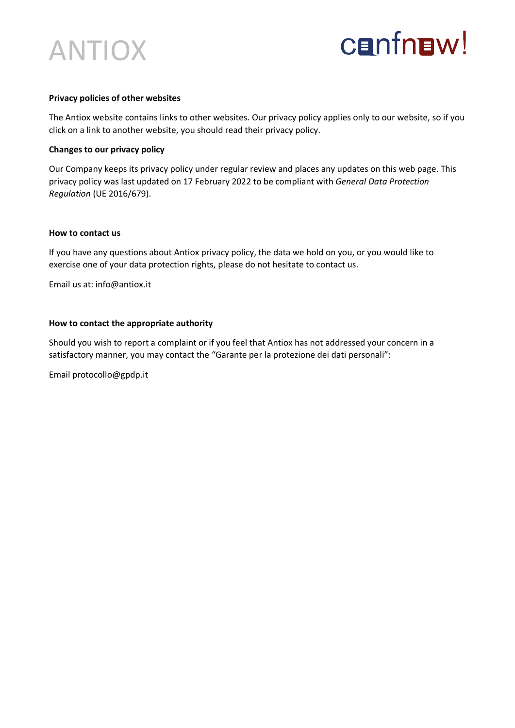**Privacy policies of other websites**

The Antiox website contains links to other websites. Our privacy policy applies only to our website, so if you click on a link to another website, you should read their privacy policy.

**Changes to our privacy policy**

Our Company keeps its privacy policy under regular review and places any updates on this web page. This privacy policy was last updated on 17 February 2022 to be compliant with *General Data Protection Regulation* (UE 2016/679).

**How to contact us**

If you have any questions about Antiox privacy policy, the data we hold on you, or you would like to exercise one of your data protection rights, please do not hesitate to contact us.

Email us at: info@antiox.it

**How to contact the appropriate authority**

Should you wish to report a complaint or if you feel that Antiox has not addressed your concern in a satisfactory manner, you may contact the "Garante per la protezione dei dati personali":

Email protocollo@gpdp.it